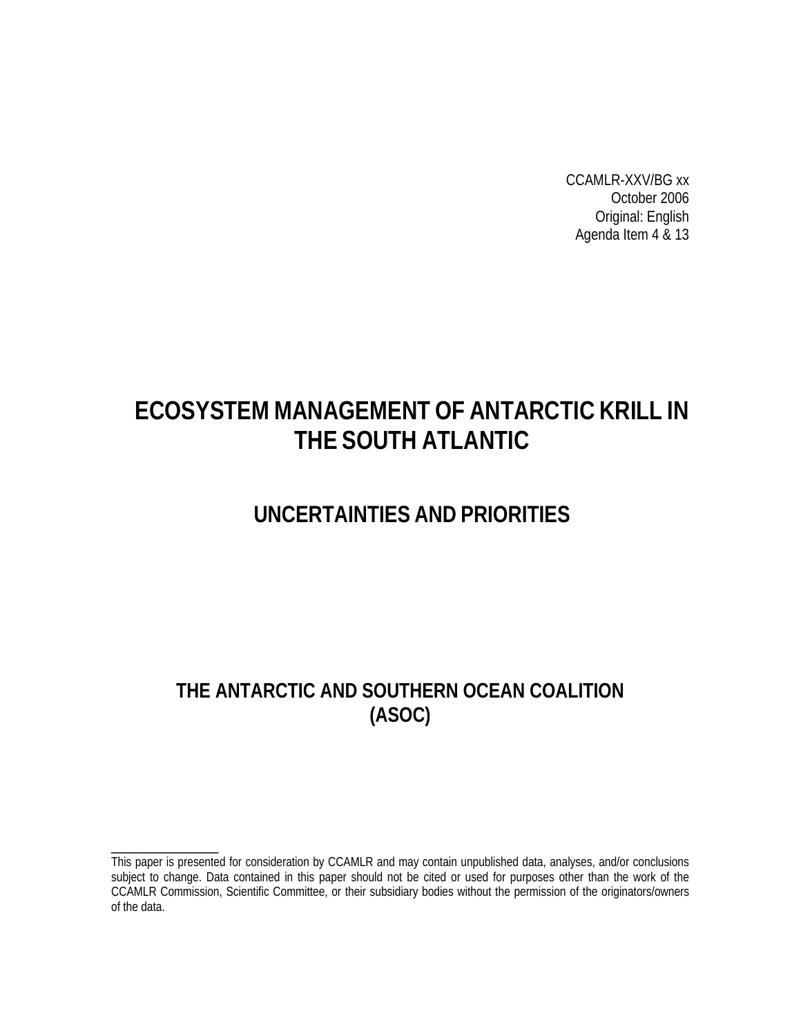CCAMLR-XXV/BG xx
October 2006
Original: English
Agenda Item 4 & 13

# ECOSYSTEM MANAGEMENT OF ANTARCTIC KRILL IN THE SOUTH ATLANTIC

## UNCERTAINTIES AND PRIORITIES

## THE ANTARCTIC AND SOUTHERN OCEAN COALITION (ASOC)

---

This paper is presented for consideration by CCAMLR and may contain unpublished data, analyses, and/or conclusions subject to change. Data contained in this paper should not be cited or used for purposes other than the work of the CCAMLR Commission, Scientific Committee, or their subsidiary bodies without the permission of the originators/owners of the data.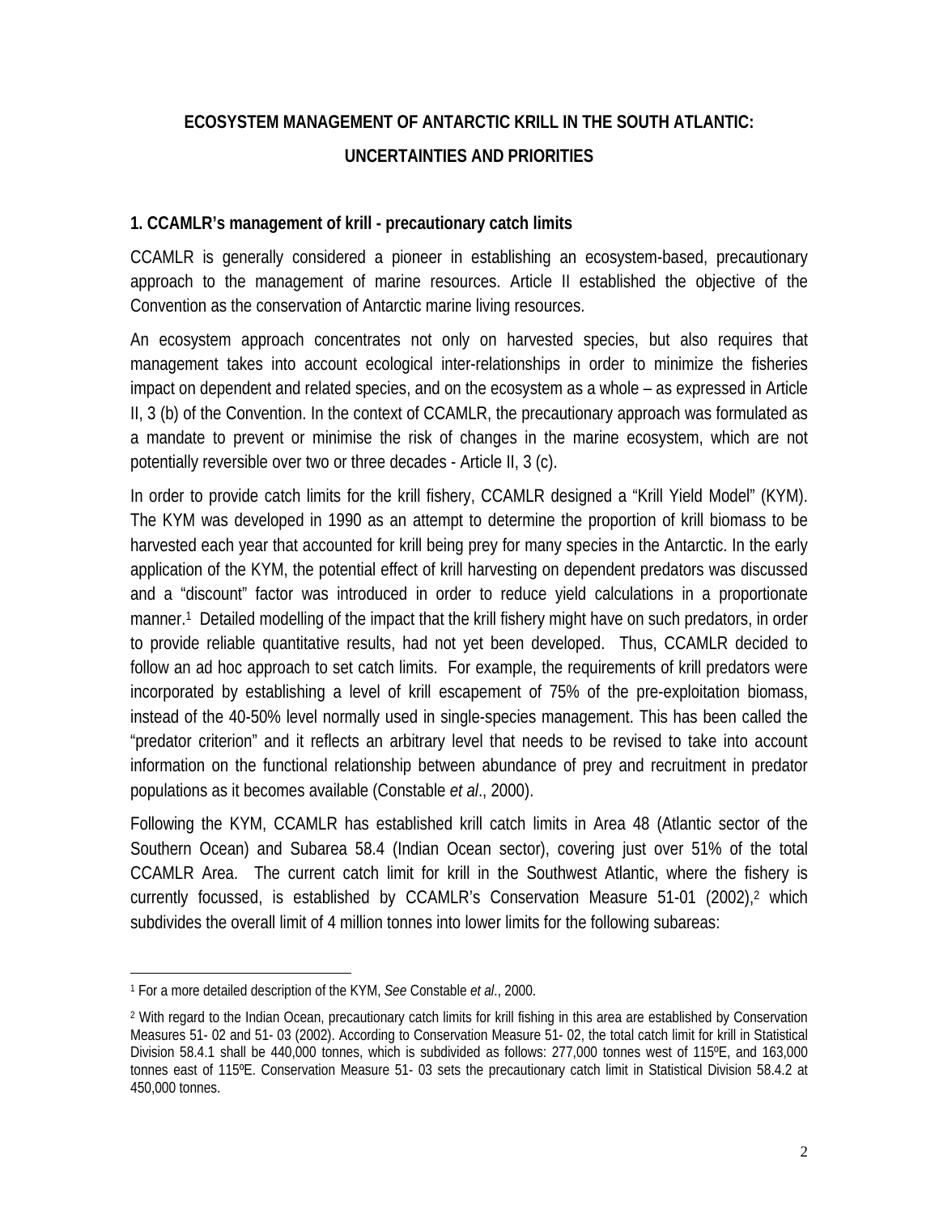# ECOSYSTEM MANAGEMENT OF ANTARCTIC KRILL IN THE SOUTH ATLANTIC: UNCERTAINTIES AND PRIORITIES

## 1. CCAMLR's management of krill - precautionary catch limits

CCAMLR is generally considered a pioneer in establishing an ecosystem-based, precautionary approach to the management of marine resources. Article II established the objective of the Convention as the conservation of Antarctic marine living resources.

An ecosystem approach concentrates not only on harvested species, but also requires that management takes into account ecological inter-relationships in order to minimize the fisheries impact on dependent and related species, and on the ecosystem as a whole – as expressed in Article II, 3 (b) of the Convention. In the context of CCAMLR, the precautionary approach was formulated as a mandate to prevent or minimise the risk of changes in the marine ecosystem, which are not potentially reversible over two or three decades - Article II, 3 (c).

In order to provide catch limits for the krill fishery, CCAMLR designed a "Krill Yield Model" (KYM). The KYM was developed in 1990 as an attempt to determine the proportion of krill biomass to be harvested each year that accounted for krill being prey for many species in the Antarctic. In the early application of the KYM, the potential effect of krill harvesting on dependent predators was discussed and a "discount" factor was introduced in order to reduce yield calculations in a proportionate manner.[1] Detailed modelling of the impact that the krill fishery might have on such predators, in order to provide reliable quantitative results, had not yet been developed. Thus, CCAMLR decided to follow an ad hoc approach to set catch limits. For example, the requirements of krill predators were incorporated by establishing a level of krill escapement of 75% of the pre-exploitation biomass, instead of the 40-50% level normally used in single-species management. This has been called the "predator criterion" and it reflects an arbitrary level that needs to be revised to take into account information on the functional relationship between abundance of prey and recruitment in predator populations as it becomes available (Constable *et al*., 2000).

Following the KYM, CCAMLR has established krill catch limits in Area 48 (Atlantic sector of the Southern Ocean) and Subarea 58.4 (Indian Ocean sector), covering just over 51% of the total CCAMLR Area. The current catch limit for krill in the Southwest Atlantic, where the fishery is currently focussed, is established by CCAMLR's Conservation Measure 51-01 (2002),[2] which subdivides the overall limit of 4 million tonnes into lower limits for the following subareas:

---

[1] For a more detailed description of the KYM, *See* Constable *et al*., 2000.

[2] With regard to the Indian Ocean, precautionary catch limits for krill fishing in this area are established by Conservation Measures 51- 02 and 51- 03 (2002). According to Conservation Measure 51- 02, the total catch limit for krill in Statistical Division 58.4.1 shall be 440,000 tonnes, which is subdivided as follows: 277,000 tonnes west of 115ºE, and 163,000 tonnes east of 115ºE. Conservation Measure 51- 03 sets the precautionary catch limit in Statistical Division 58.4.2 at 450,000 tonnes.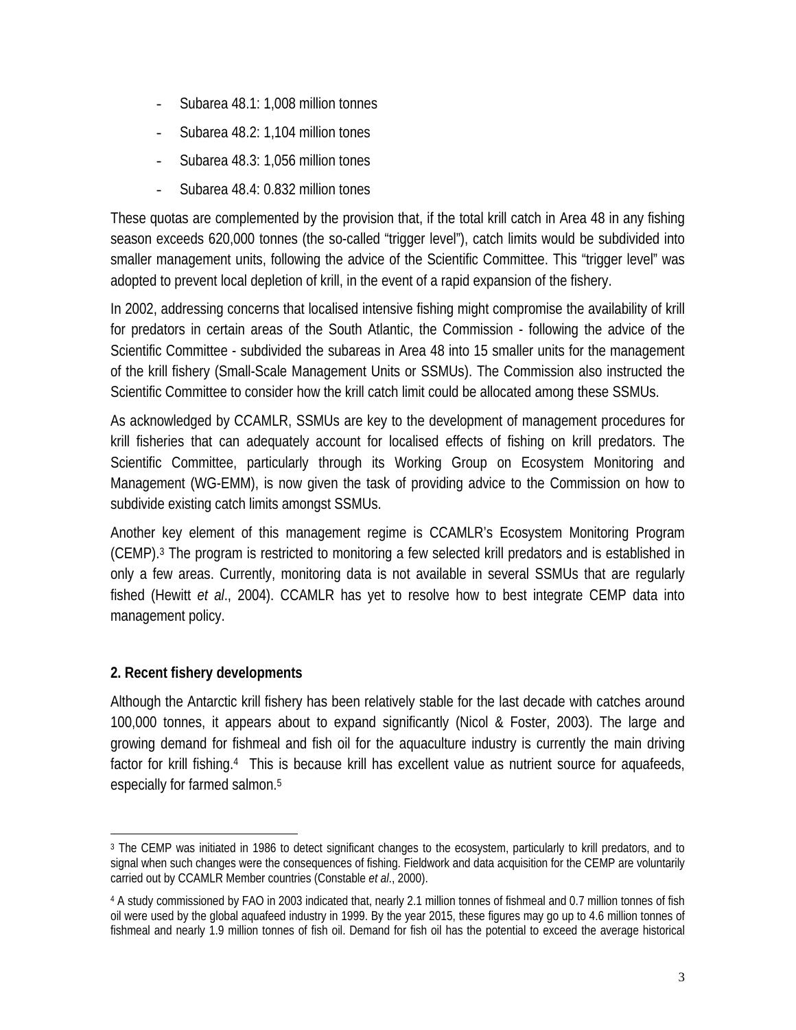- Subarea 48.1: 1,008 million tonnes
- Subarea 48.2: 1,104 million tones
- Subarea 48.3: 1,056 million tones
- Subarea 48.4: 0.832 million tones

These quotas are complemented by the provision that, if the total krill catch in Area 48 in any fishing season exceeds 620,000 tonnes (the so-called "trigger level"), catch limits would be subdivided into smaller management units, following the advice of the Scientific Committee. This "trigger level" was adopted to prevent local depletion of krill, in the event of a rapid expansion of the fishery.

In 2002, addressing concerns that localised intensive fishing might compromise the availability of krill for predators in certain areas of the South Atlantic, the Commission - following the advice of the Scientific Committee - subdivided the subareas in Area 48 into 15 smaller units for the management of the krill fishery (Small-Scale Management Units or SSMUs). The Commission also instructed the Scientific Committee to consider how the krill catch limit could be allocated among these SSMUs.

As acknowledged by CCAMLR, SSMUs are key to the development of management procedures for krill fisheries that can adequately account for localised effects of fishing on krill predators. The Scientific Committee, particularly through its Working Group on Ecosystem Monitoring and Management (WG-EMM), is now given the task of providing advice to the Commission on how to subdivide existing catch limits amongst SSMUs.

Another key element of this management regime is CCAMLR's Ecosystem Monitoring Program (CEMP).[3] The program is restricted to monitoring a few selected krill predators and is established in only a few areas. Currently, monitoring data is not available in several SSMUs that are regularly fished (Hewitt *et al*., 2004). CCAMLR has yet to resolve how to best integrate CEMP data into management policy.

## 2. Recent fishery developments

Although the Antarctic krill fishery has been relatively stable for the last decade with catches around 100,000 tonnes, it appears about to expand significantly (Nicol & Foster, 2003). The large and growing demand for fishmeal and fish oil for the aquaculture industry is currently the main driving factor for krill fishing.[4] This is because krill has excellent value as nutrient source for aquafeeds, especially for farmed salmon.[5]

---

[3] The CEMP was initiated in 1986 to detect significant changes to the ecosystem, particularly to krill predators, and to signal when such changes were the consequences of fishing. Fieldwork and data acquisition for the CEMP are voluntarily carried out by CCAMLR Member countries (Constable *et al*., 2000).

[4] A study commissioned by FAO in 2003 indicated that, nearly 2.1 million tonnes of fishmeal and 0.7 million tonnes of fish oil were used by the global aquafeed industry in 1999. By the year 2015, these figures may go up to 4.6 million tonnes of fishmeal and nearly 1.9 million tonnes of fish oil. Demand for fish oil has the potential to exceed the average historical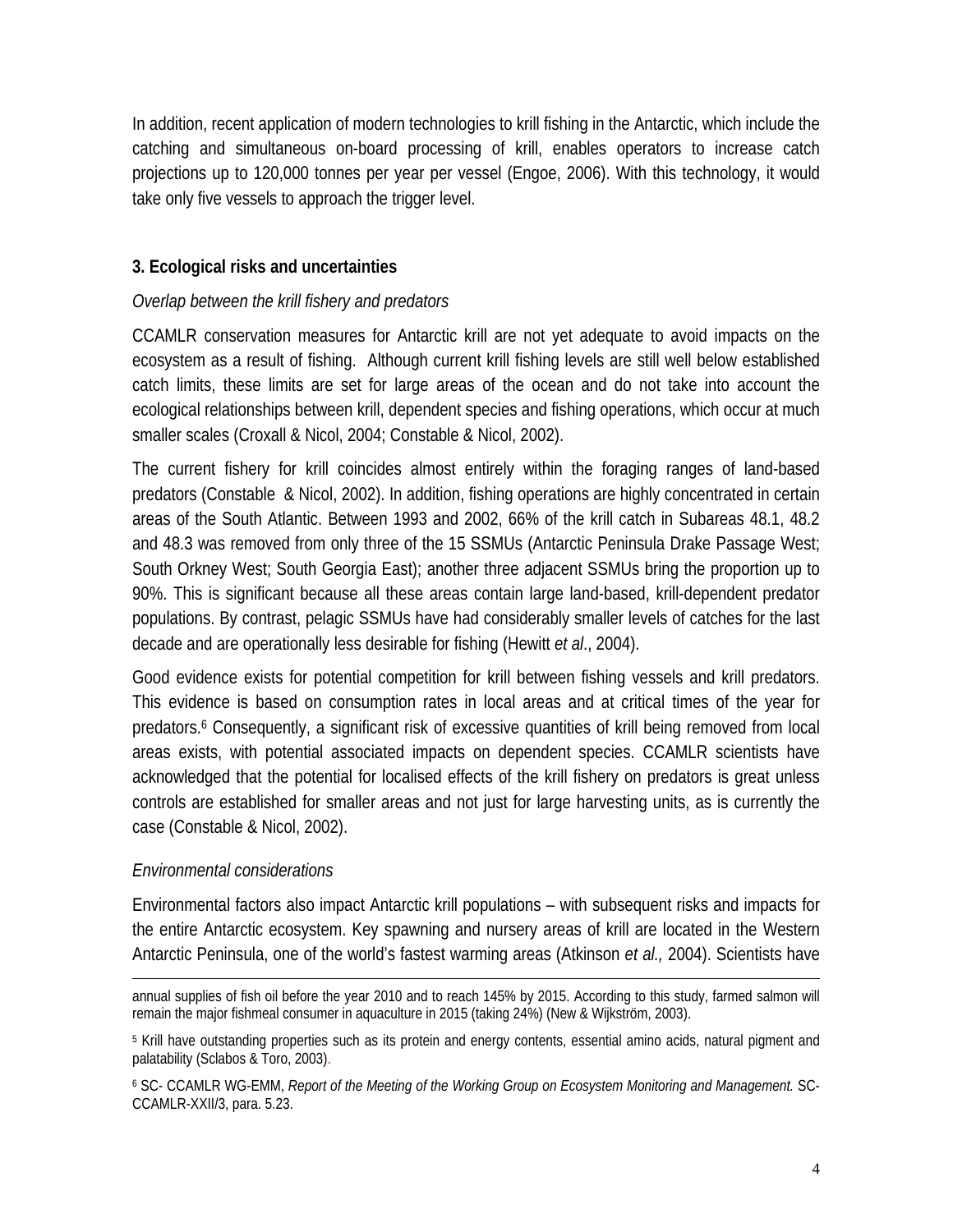In addition, recent application of modern technologies to krill fishing in the Antarctic, which include the catching and simultaneous on-board processing of krill, enables operators to increase catch projections up to 120,000 tonnes per year per vessel (Engoe, 2006). With this technology, it would take only five vessels to approach the trigger level.

## 3. Ecological risks and uncertainties

*Overlap between the krill fishery and predators*

CCAMLR conservation measures for Antarctic krill are not yet adequate to avoid impacts on the ecosystem as a result of fishing. Although current krill fishing levels are still well below established catch limits, these limits are set for large areas of the ocean and do not take into account the ecological relationships between krill, dependent species and fishing operations, which occur at much smaller scales (Croxall & Nicol, 2004; Constable & Nicol, 2002).

The current fishery for krill coincides almost entirely within the foraging ranges of land-based predators (Constable & Nicol, 2002). In addition, fishing operations are highly concentrated in certain areas of the South Atlantic. Between 1993 and 2002, 66% of the krill catch in Subareas 48.1, 48.2 and 48.3 was removed from only three of the 15 SSMUs (Antarctic Peninsula Drake Passage West; South Orkney West; South Georgia East); another three adjacent SSMUs bring the proportion up to 90%. This is significant because all these areas contain large land-based, krill-dependent predator populations. By contrast, pelagic SSMUs have had considerably smaller levels of catches for the last decade and are operationally less desirable for fishing (Hewitt *et al*., 2004).

Good evidence exists for potential competition for krill between fishing vessels and krill predators. This evidence is based on consumption rates in local areas and at critical times of the year for predators.[6] Consequently, a significant risk of excessive quantities of krill being removed from local areas exists, with potential associated impacts on dependent species. CCAMLR scientists have acknowledged that the potential for localised effects of the krill fishery on predators is great unless controls are established for smaller areas and not just for large harvesting units, as is currently the case (Constable & Nicol, 2002).

*Environmental considerations*

Environmental factors also impact Antarctic krill populations – with subsequent risks and impacts for the entire Antarctic ecosystem. Key spawning and nursery areas of krill are located in the Western Antarctic Peninsula, one of the world's fastest warming areas (Atkinson *et al.,* 2004). Scientists have

---

annual supplies of fish oil before the year 2010 and to reach 145% by 2015. According to this study, farmed salmon will remain the major fishmeal consumer in aquaculture in 2015 (taking 24%) (New & Wijkström, 2003).

[5] Krill have outstanding properties such as its protein and energy contents, essential amino acids, natural pigment and palatability (Sclabos & Toro, 2003).

[6] SC- CCAMLR WG-EMM, *Report of the Meeting of the Working Group on Ecosystem Monitoring and Management.* SC-CCAMLR-XXII/3, para. 5.23.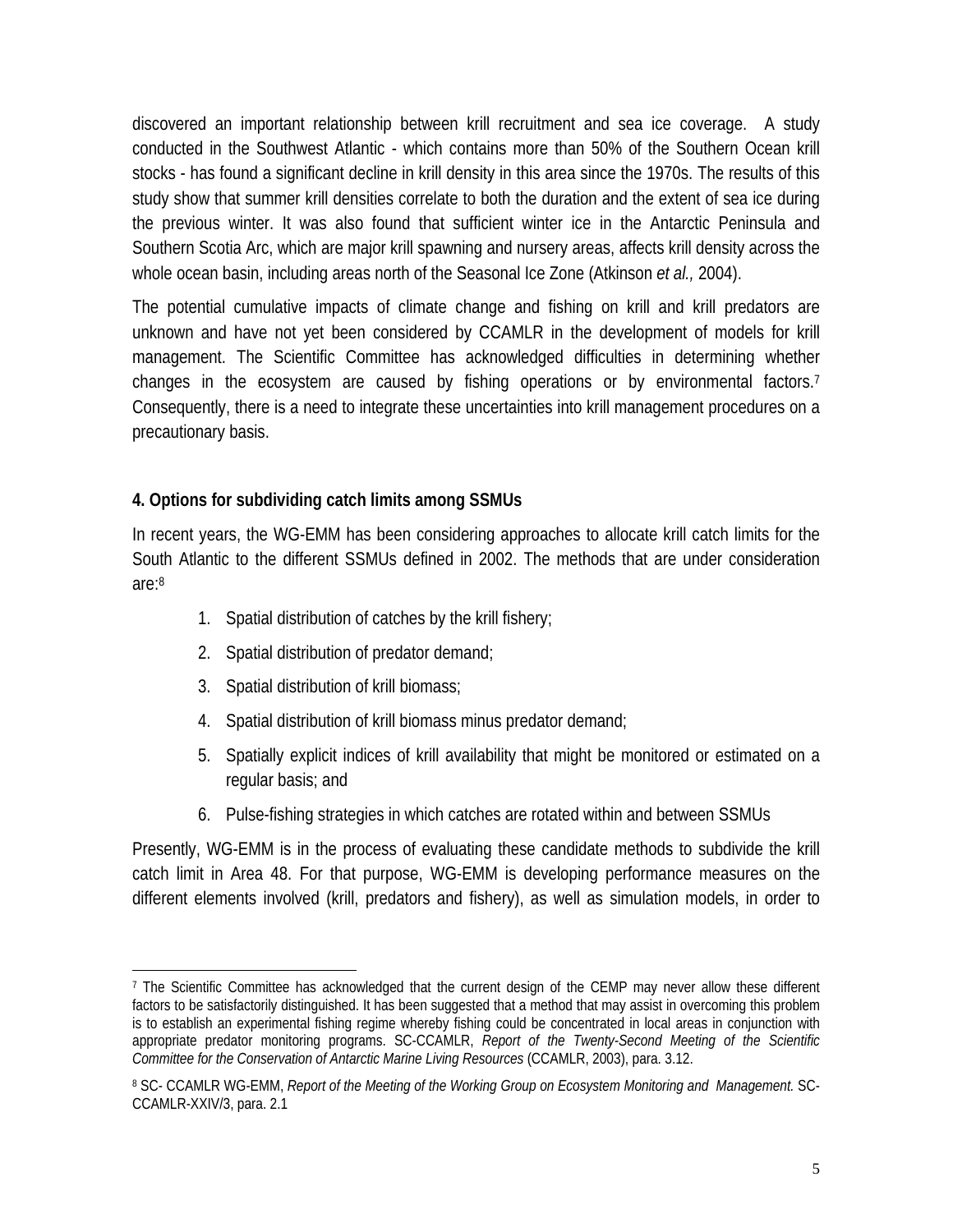discovered an important relationship between krill recruitment and sea ice coverage. A study conducted in the Southwest Atlantic - which contains more than 50% of the Southern Ocean krill stocks - has found a significant decline in krill density in this area since the 1970s. The results of this study show that summer krill densities correlate to both the duration and the extent of sea ice during the previous winter. It was also found that sufficient winter ice in the Antarctic Peninsula and Southern Scotia Arc, which are major krill spawning and nursery areas, affects krill density across the whole ocean basin, including areas north of the Seasonal Ice Zone (Atkinson *et al.,* 2004).

The potential cumulative impacts of climate change and fishing on krill and krill predators are unknown and have not yet been considered by CCAMLR in the development of models for krill management. The Scientific Committee has acknowledged difficulties in determining whether changes in the ecosystem are caused by fishing operations or by environmental factors.[7] Consequently, there is a need to integrate these uncertainties into krill management procedures on a precautionary basis.

**4. Options for subdividing catch limits among SSMUs**

In recent years, the WG-EMM has been considering approaches to allocate krill catch limits for the South Atlantic to the different SSMUs defined in 2002. The methods that are under consideration are:[8]

1. Spatial distribution of catches by the krill fishery;
2. Spatial distribution of predator demand;
3. Spatial distribution of krill biomass;
4. Spatial distribution of krill biomass minus predator demand;
5. Spatially explicit indices of krill availability that might be monitored or estimated on a regular basis; and
6. Pulse-fishing strategies in which catches are rotated within and between SSMUs

Presently, WG-EMM is in the process of evaluating these candidate methods to subdivide the krill catch limit in Area 48. For that purpose, WG-EMM is developing performance measures on the different elements involved (krill, predators and fishery), as well as simulation models, in order to

---

[7] The Scientific Committee has acknowledged that the current design of the CEMP may never allow these different factors to be satisfactorily distinguished. It has been suggested that a method that may assist in overcoming this problem is to establish an experimental fishing regime whereby fishing could be concentrated in local areas in conjunction with appropriate predator monitoring programs. SC-CCAMLR, *Report of the Twenty-Second Meeting of the Scientific Committee for the Conservation of Antarctic Marine Living Resources* (CCAMLR, 2003), para. 3.12.

[8] SC- CCAMLR WG-EMM, *Report of the Meeting of the Working Group on Ecosystem Monitoring and Management.* SC-CCAMLR-XXIV/3, para. 2.1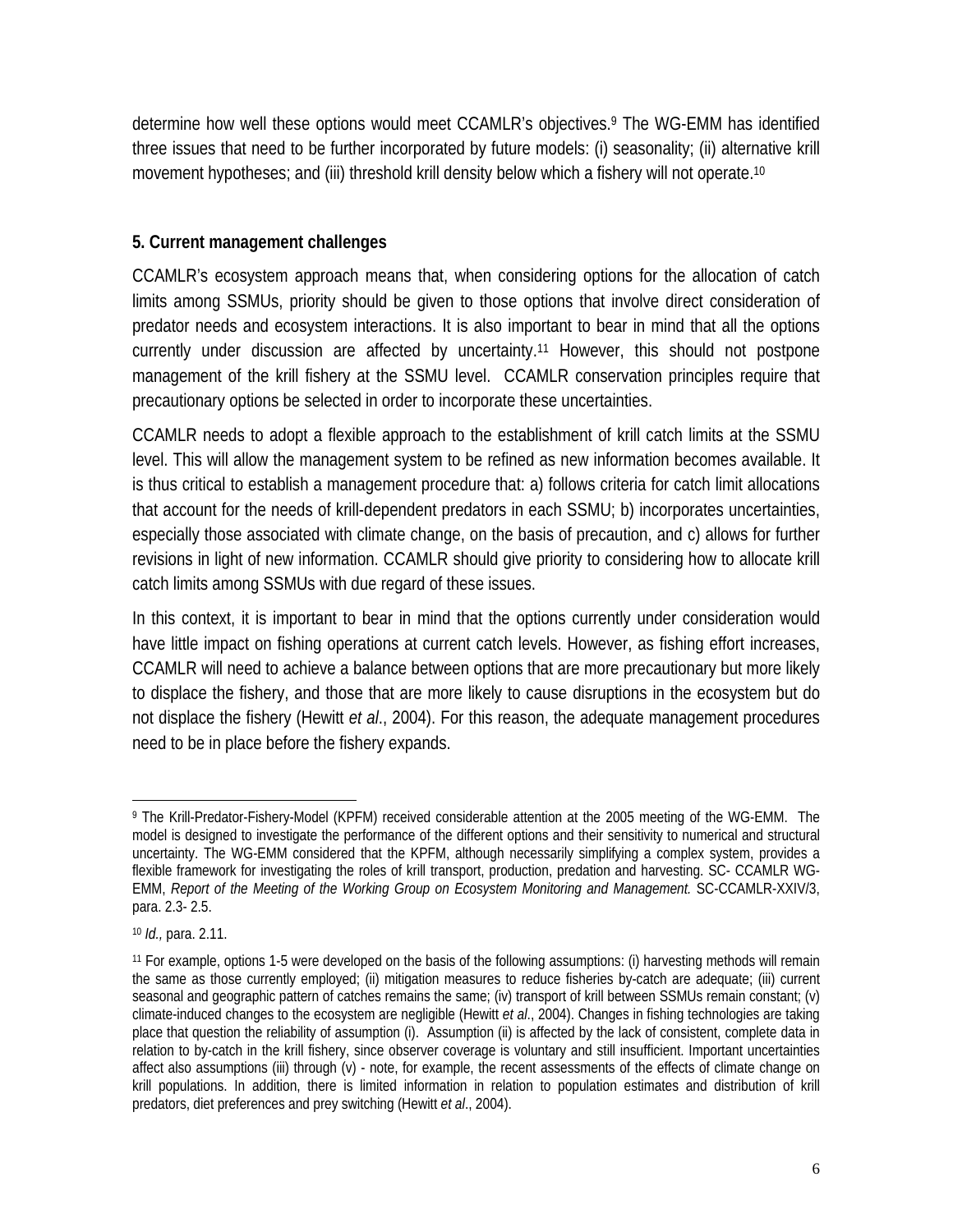determine how well these options would meet CCAMLR's objectives.[9] The WG-EMM has identified three issues that need to be further incorporated by future models: (i) seasonality; (ii) alternative krill movement hypotheses; and (iii) threshold krill density below which a fishery will not operate.[10]

## 5. Current management challenges

CCAMLR's ecosystem approach means that, when considering options for the allocation of catch limits among SSMUs, priority should be given to those options that involve direct consideration of predator needs and ecosystem interactions. It is also important to bear in mind that all the options currently under discussion are affected by uncertainty.[11] However, this should not postpone management of the krill fishery at the SSMU level. CCAMLR conservation principles require that precautionary options be selected in order to incorporate these uncertainties.

CCAMLR needs to adopt a flexible approach to the establishment of krill catch limits at the SSMU level. This will allow the management system to be refined as new information becomes available. It is thus critical to establish a management procedure that: a) follows criteria for catch limit allocations that account for the needs of krill-dependent predators in each SSMU; b) incorporates uncertainties, especially those associated with climate change, on the basis of precaution, and c) allows for further revisions in light of new information. CCAMLR should give priority to considering how to allocate krill catch limits among SSMUs with due regard of these issues.

In this context, it is important to bear in mind that the options currently under consideration would have little impact on fishing operations at current catch levels. However, as fishing effort increases, CCAMLR will need to achieve a balance between options that are more precautionary but more likely to displace the fishery, and those that are more likely to cause disruptions in the ecosystem but do not displace the fishery (Hewitt *et al*., 2004). For this reason, the adequate management procedures need to be in place before the fishery expands.

---

[9] The Krill-Predator-Fishery-Model (KPFM) received considerable attention at the 2005 meeting of the WG-EMM. The model is designed to investigate the performance of the different options and their sensitivity to numerical and structural uncertainty. The WG-EMM considered that the KPFM, although necessarily simplifying a complex system, provides a flexible framework for investigating the roles of krill transport, production, predation and harvesting. SC- CCAMLR WG-EMM, *Report of the Meeting of the Working Group on Ecosystem Monitoring and Management.* SC-CCAMLR-XXIV/3, para. 2.3- 2.5.

[10] *Id.,* para. 2.11.

[11] For example, options 1-5 were developed on the basis of the following assumptions: (i) harvesting methods will remain the same as those currently employed; (ii) mitigation measures to reduce fisheries by-catch are adequate; (iii) current seasonal and geographic pattern of catches remains the same; (iv) transport of krill between SSMUs remain constant; (v) climate-induced changes to the ecosystem are negligible (Hewitt *et al*., 2004). Changes in fishing technologies are taking place that question the reliability of assumption (i). Assumption (ii) is affected by the lack of consistent, complete data in relation to by-catch in the krill fishery, since observer coverage is voluntary and still insufficient. Important uncertainties affect also assumptions (iii) through (v) - note, for example, the recent assessments of the effects of climate change on krill populations. In addition, there is limited information in relation to population estimates and distribution of krill predators, diet preferences and prey switching (Hewitt *et al*., 2004).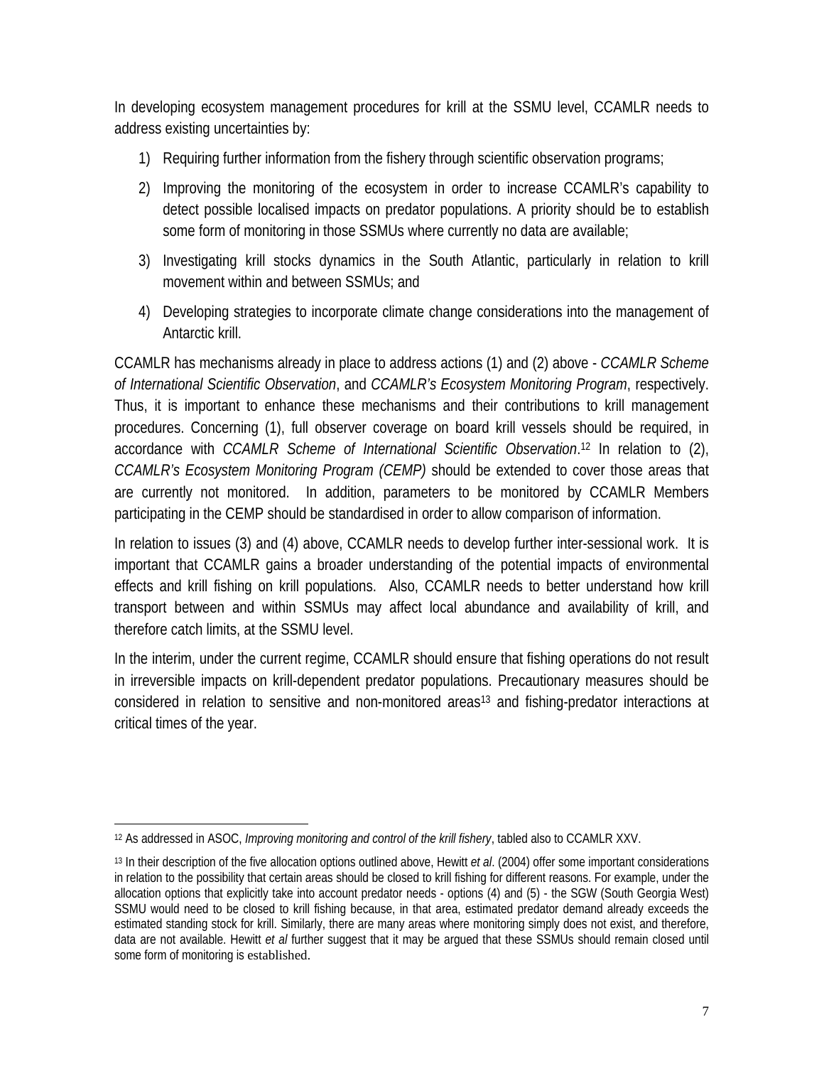In developing ecosystem management procedures for krill at the SSMU level, CCAMLR needs to address existing uncertainties by:

1) Requiring further information from the fishery through scientific observation programs;
2) Improving the monitoring of the ecosystem in order to increase CCAMLR's capability to detect possible localised impacts on predator populations. A priority should be to establish some form of monitoring in those SSMUs where currently no data are available;
3) Investigating krill stocks dynamics in the South Atlantic, particularly in relation to krill movement within and between SSMUs; and
4) Developing strategies to incorporate climate change considerations into the management of Antarctic krill.

CCAMLR has mechanisms already in place to address actions (1) and (2) above - *CCAMLR Scheme of International Scientific Observation*, and *CCAMLR's Ecosystem Monitoring Program*, respectively. Thus, it is important to enhance these mechanisms and their contributions to krill management procedures. Concerning (1), full observer coverage on board krill vessels should be required, in accordance with *CCAMLR Scheme of International Scientific Observation*.[12] In relation to (2), *CCAMLR's Ecosystem Monitoring Program (CEMP)* should be extended to cover those areas that are currently not monitored. In addition, parameters to be monitored by CCAMLR Members participating in the CEMP should be standardised in order to allow comparison of information.

In relation to issues (3) and (4) above, CCAMLR needs to develop further inter-sessional work. It is important that CCAMLR gains a broader understanding of the potential impacts of environmental effects and krill fishing on krill populations. Also, CCAMLR needs to better understand how krill transport between and within SSMUs may affect local abundance and availability of krill, and therefore catch limits, at the SSMU level.

In the interim, under the current regime, CCAMLR should ensure that fishing operations do not result in irreversible impacts on krill-dependent predator populations. Precautionary measures should be considered in relation to sensitive and non-monitored areas[13] and fishing-predator interactions at critical times of the year.

---

[12] As addressed in ASOC, *Improving monitoring and control of the krill fishery*, tabled also to CCAMLR XXV.

[13] In their description of the five allocation options outlined above, Hewitt *et al*. (2004) offer some important considerations in relation to the possibility that certain areas should be closed to krill fishing for different reasons. For example, under the allocation options that explicitly take into account predator needs - options (4) and (5) - the SGW (South Georgia West) SSMU would need to be closed to krill fishing because, in that area, estimated predator demand already exceeds the estimated standing stock for krill. Similarly, there are many areas where monitoring simply does not exist, and therefore, data are not available. Hewitt *et al* further suggest that it may be argued that these SSMUs should remain closed until some form of monitoring is established.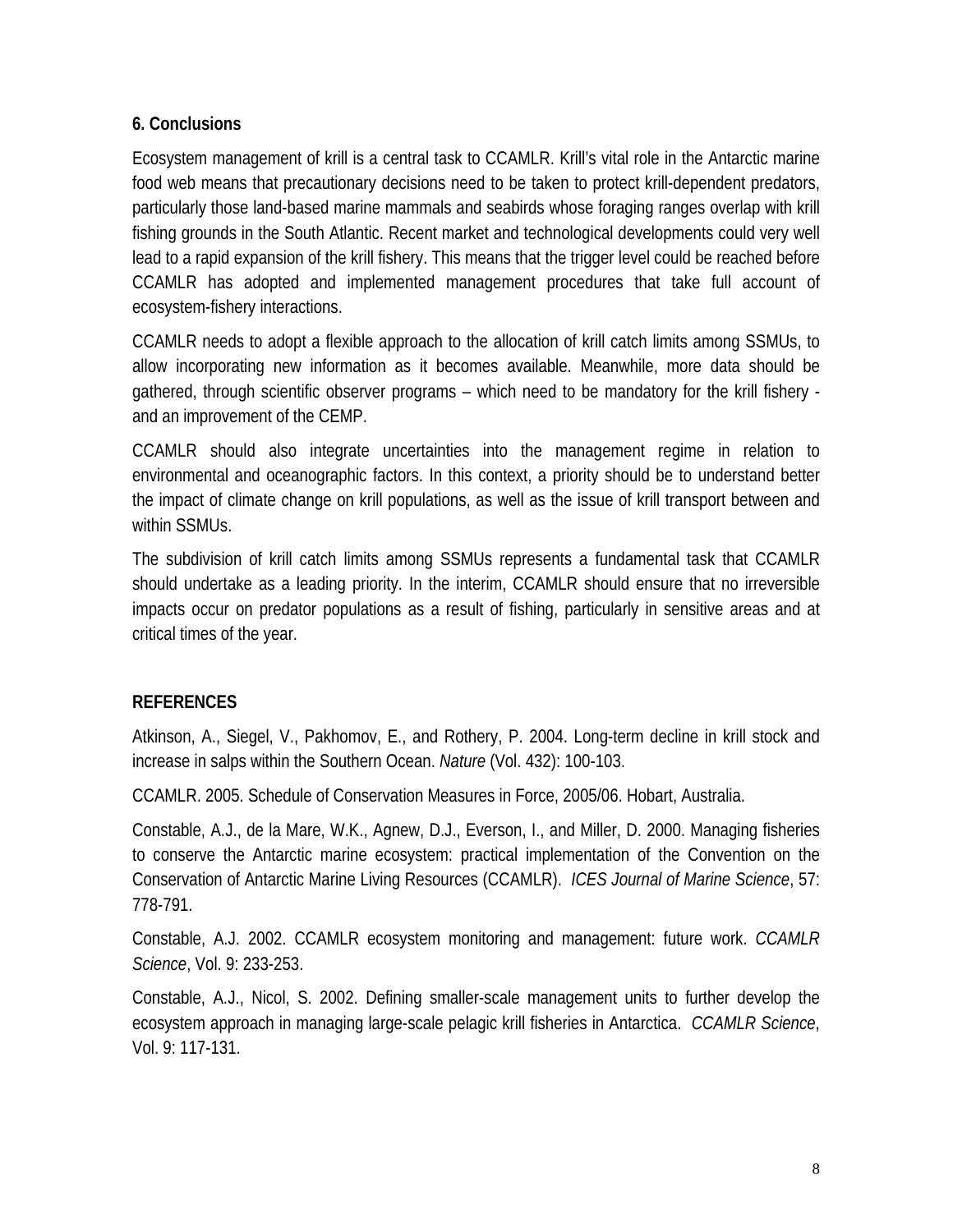## 6. Conclusions

Ecosystem management of krill is a central task to CCAMLR. Krill's vital role in the Antarctic marine food web means that precautionary decisions need to be taken to protect krill-dependent predators, particularly those land-based marine mammals and seabirds whose foraging ranges overlap with krill fishing grounds in the South Atlantic. Recent market and technological developments could very well lead to a rapid expansion of the krill fishery. This means that the trigger level could be reached before CCAMLR has adopted and implemented management procedures that take full account of ecosystem-fishery interactions.

CCAMLR needs to adopt a flexible approach to the allocation of krill catch limits among SSMUs, to allow incorporating new information as it becomes available. Meanwhile, more data should be gathered, through scientific observer programs – which need to be mandatory for the krill fishery - and an improvement of the CEMP.

CCAMLR should also integrate uncertainties into the management regime in relation to environmental and oceanographic factors. In this context, a priority should be to understand better the impact of climate change on krill populations, as well as the issue of krill transport between and within SSMUs.

The subdivision of krill catch limits among SSMUs represents a fundamental task that CCAMLR should undertake as a leading priority. In the interim, CCAMLR should ensure that no irreversible impacts occur on predator populations as a result of fishing, particularly in sensitive areas and at critical times of the year.

## REFERENCES

Atkinson, A., Siegel, V., Pakhomov, E., and Rothery, P. 2004. Long-term decline in krill stock and increase in salps within the Southern Ocean. *Nature* (Vol. 432): 100-103.

CCAMLR. 2005. Schedule of Conservation Measures in Force, 2005/06. Hobart, Australia.

Constable, A.J., de la Mare, W.K., Agnew, D.J., Everson, I., and Miller, D. 2000. Managing fisheries to conserve the Antarctic marine ecosystem: practical implementation of the Convention on the Conservation of Antarctic Marine Living Resources (CCAMLR). *ICES Journal of Marine Science*, 57: 778-791.

Constable, A.J. 2002. CCAMLR ecosystem monitoring and management: future work. *CCAMLR Science*, Vol. 9: 233-253.

Constable, A.J., Nicol, S. 2002. Defining smaller-scale management units to further develop the ecosystem approach in managing large-scale pelagic krill fisheries in Antarctica. *CCAMLR Science*, Vol. 9: 117-131.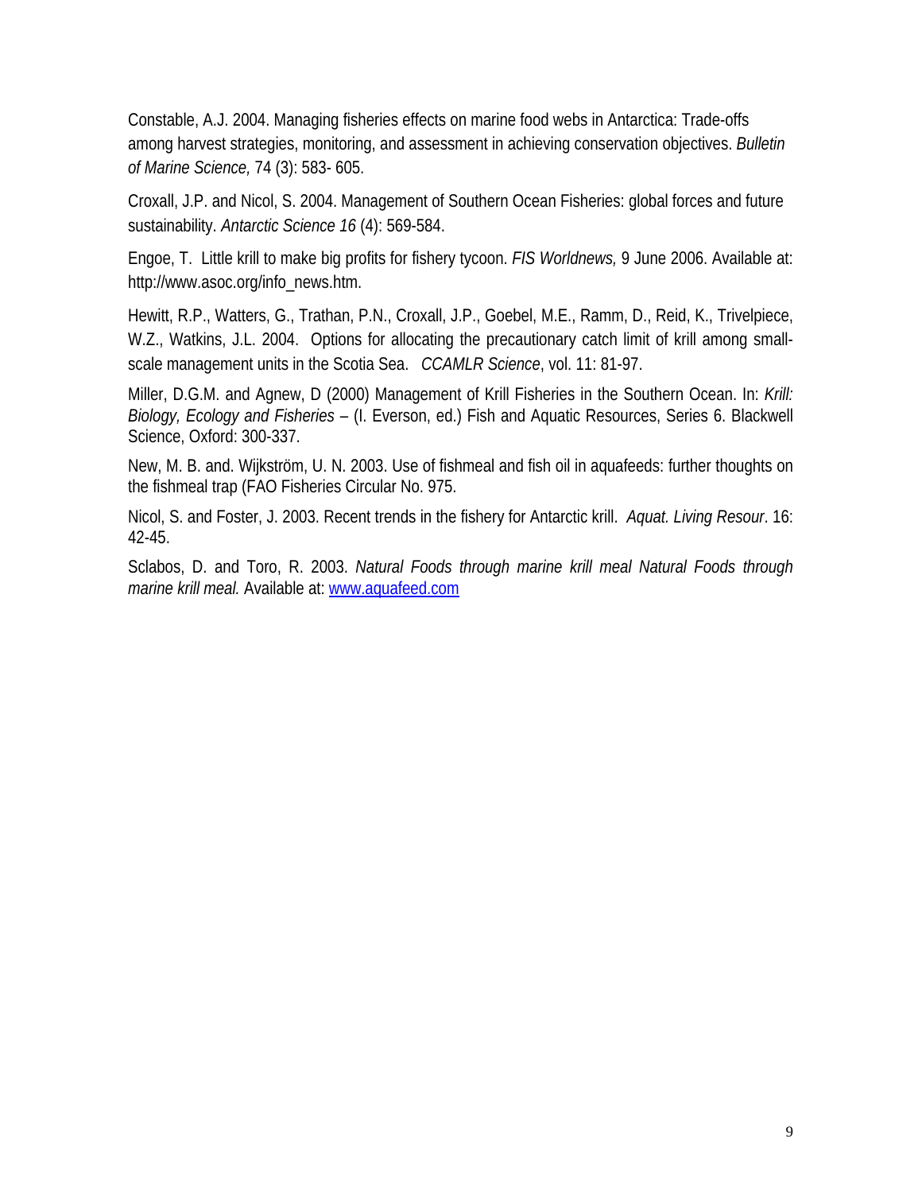Constable, A.J. 2004. Managing fisheries effects on marine food webs in Antarctica: Trade-offs among harvest strategies, monitoring, and assessment in achieving conservation objectives. *Bulletin of Marine Science,* 74 (3): 583- 605.

Croxall, J.P. and Nicol, S. 2004. Management of Southern Ocean Fisheries: global forces and future sustainability. *Antarctic Science 16* (4): 569-584.

Engoe, T. Little krill to make big profits for fishery tycoon. *FIS Worldnews,* 9 June 2006. Available at: http://www.asoc.org/info_news.htm.

Hewitt, R.P., Watters, G., Trathan, P.N., Croxall, J.P., Goebel, M.E., Ramm, D., Reid, K., Trivelpiece, W.Z., Watkins, J.L. 2004. Options for allocating the precautionary catch limit of krill among small-scale management units in the Scotia Sea. *CCAMLR Science*, vol. 11: 81-97.

Miller, D.G.M. and Agnew, D (2000) Management of Krill Fisheries in the Southern Ocean. In: *Krill: Biology, Ecology and Fisheries* – (I. Everson, ed.) Fish and Aquatic Resources, Series 6. Blackwell Science, Oxford: 300-337.

New, M. B. and. Wijkström, U. N. 2003. Use of fishmeal and fish oil in aquafeeds: further thoughts on the fishmeal trap (FAO Fisheries Circular No. 975.

Nicol, S. and Foster, J. 2003. Recent trends in the fishery for Antarctic krill. *Aquat. Living Resour*. 16: 42-45.

Sclabos, D. and Toro, R. 2003. *Natural Foods through marine krill meal Natural Foods through marine krill meal.* Available at: [www.aquafeed.com](www.aquafeed.com)